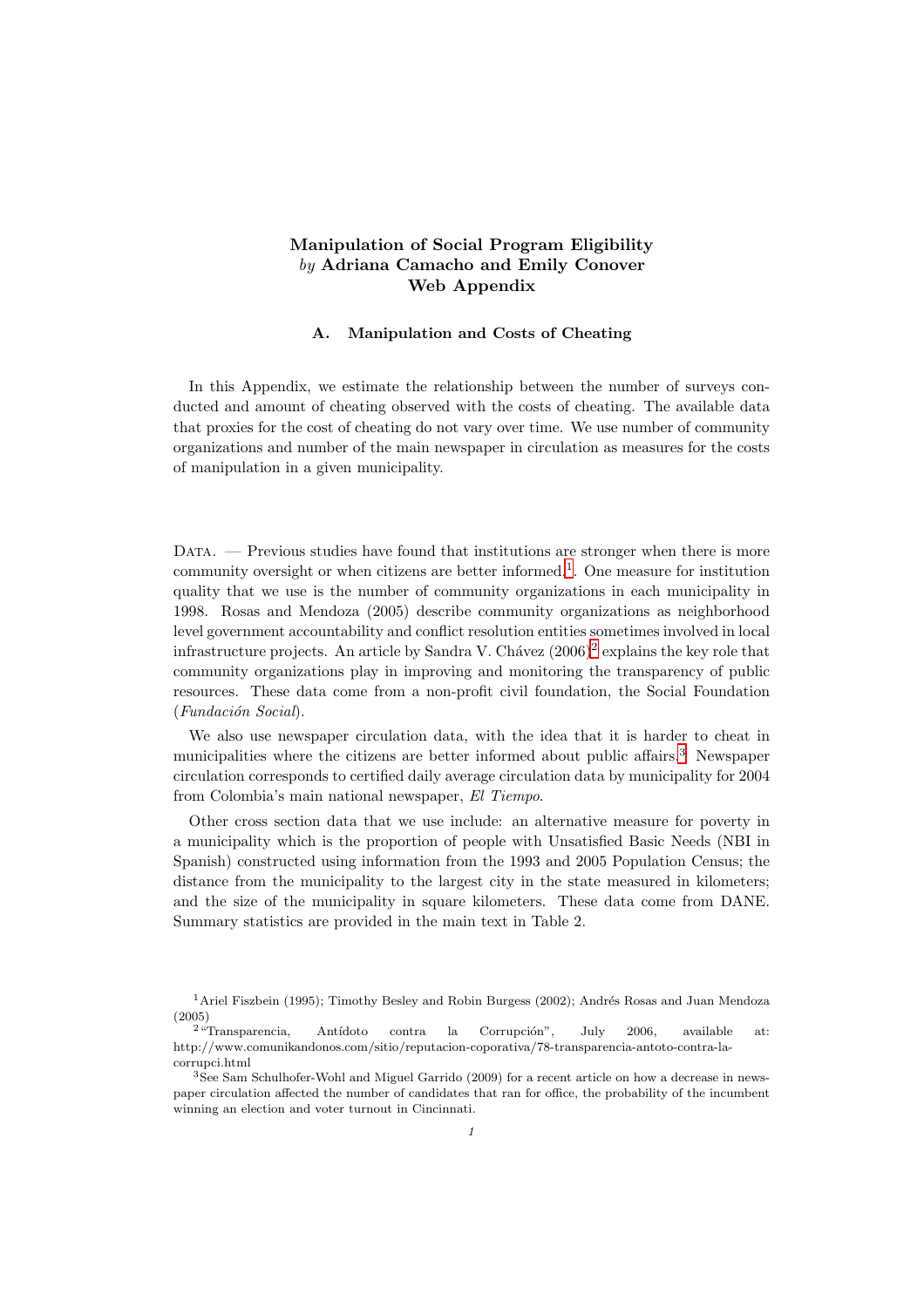# Manipulation of Social Program Eligibility
*by* **Adriana Camacho and Emily Conover**
**Web Appendix**

## A. Manipulation and Costs of Cheating

In this Appendix, we estimate the relationship between the number of surveys conducted and amount of cheating observed with the costs of cheating. The available data that proxies for the cost of cheating do not vary over time. We use number of community organizations and number of the main newspaper in circulation as measures for the costs of manipulation in a given municipality.

DATA. — Previous studies have found that institutions are stronger when there is more community oversight or when citizens are better informed.[1]. One measure for institution quality that we use is the number of community organizations in each municipality in 1998. Rosas and Mendoza (2005) describe community organizations as neighborhood level government accountability and conflict resolution entities sometimes involved in local infrastructure projects. An article by Sandra V. Chávez (2006)[2] explains the key role that community organizations play in improving and monitoring the transparency of public resources. These data come from a non-profit civil foundation, the Social Foundation (*Fundación Social*).

We also use newspaper circulation data, with the idea that it is harder to cheat in municipalities where the citizens are better informed about public affairs.[3] Newspaper circulation corresponds to certified daily average circulation data by municipality for 2004 from Colombia's main national newspaper, *El Tiempo*.

Other cross section data that we use include: an alternative measure for poverty in a municipality which is the proportion of people with Unsatisfied Basic Needs (NBI in Spanish) constructed using information from the 1993 and 2005 Population Census; the distance from the municipality to the largest city in the state measured in kilometers; and the size of the municipality in square kilometers. These data come from DANE. Summary statistics are provided in the main text in Table 2.

[1] Ariel Fiszbein (1995); Timothy Besley and Robin Burgess (2002); Andrés Rosas and Juan Mendoza (2005)

[2] "Transparencia, Antídoto contra la Corrupción", July 2006, available at: http://www.comunikandonos.com/sitio/reputacion-coporativa/78-transparencia-antoto-contra-la-corrupci.html

[3] See Sam Schulhofer-Wohl and Miguel Garrido (2009) for a recent article on how a decrease in newspaper circulation affected the number of candidates that ran for office, the probability of the incumbent winning an election and voter turnout in Cincinnati.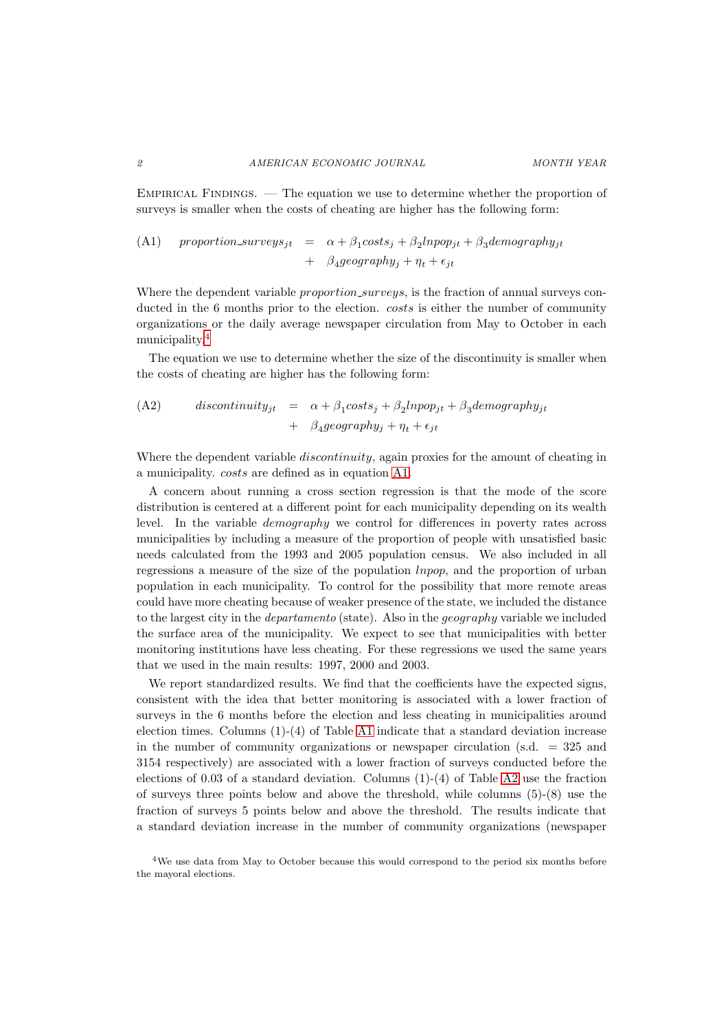Empirical Findings. — The equation we use to determine whether the proportion of surveys is smaller when the costs of cheating are higher has the following form:

$$\text{(A1)} \quad proportion\_surveys_{jt} = \alpha + \beta_1 costs_j + \beta_2 lnpop_{jt} + \beta_3 demography_{jt} + \beta_4 geography_j + \eta_t + \epsilon_{jt}$$

Where the dependent variable *proportion_surveys*, is the fraction of annual surveys conducted in the 6 months prior to the election. *costs* is either the number of community organizations or the daily average newspaper circulation from May to October in each municipality.[4]

The equation we use to determine whether the size of the discontinuity is smaller when the costs of cheating are higher has the following form:

$$\text{(A2)} \quad discontinuity_{jt} = \alpha + \beta_1 costs_j + \beta_2 lnpop_{jt} + \beta_3 demography_{jt} + \beta_4 geography_j + \eta_t + \epsilon_{jt}$$

Where the dependent variable *discontinuity*, again proxies for the amount of cheating in a municipality. *costs* are defined as in equation A1.

A concern about running a cross section regression is that the mode of the score distribution is centered at a different point for each municipality depending on its wealth level. In the variable *demography* we control for differences in poverty rates across municipalities by including a measure of the proportion of people with unsatisfied basic needs calculated from the 1993 and 2005 population census. We also included in all regressions a measure of the size of the population *lnpop*, and the proportion of urban population in each municipality. To control for the possibility that more remote areas could have more cheating because of weaker presence of the state, we included the distance to the largest city in the *departamento* (state). Also in the *geography* variable we included the surface area of the municipality. We expect to see that municipalities with better monitoring institutions have less cheating. For these regressions we used the same years that we used in the main results: 1997, 2000 and 2003.

We report standardized results. We find that the coefficients have the expected signs, consistent with the idea that better monitoring is associated with a lower fraction of surveys in the 6 months before the election and less cheating in municipalities around election times. Columns (1)-(4) of Table A1 indicate that a standard deviation increase in the number of community organizations or newspaper circulation (s.d. = 325 and 3154 respectively) are associated with a lower fraction of surveys conducted before the elections of 0.03 of a standard deviation. Columns (1)-(4) of Table A2 use the fraction of surveys three points below and above the threshold, while columns (5)-(8) use the fraction of surveys 5 points below and above the threshold. The results indicate that a standard deviation increase in the number of community organizations (newspaper

[4] We use data from May to October because this would correspond to the period six months before the mayoral elections.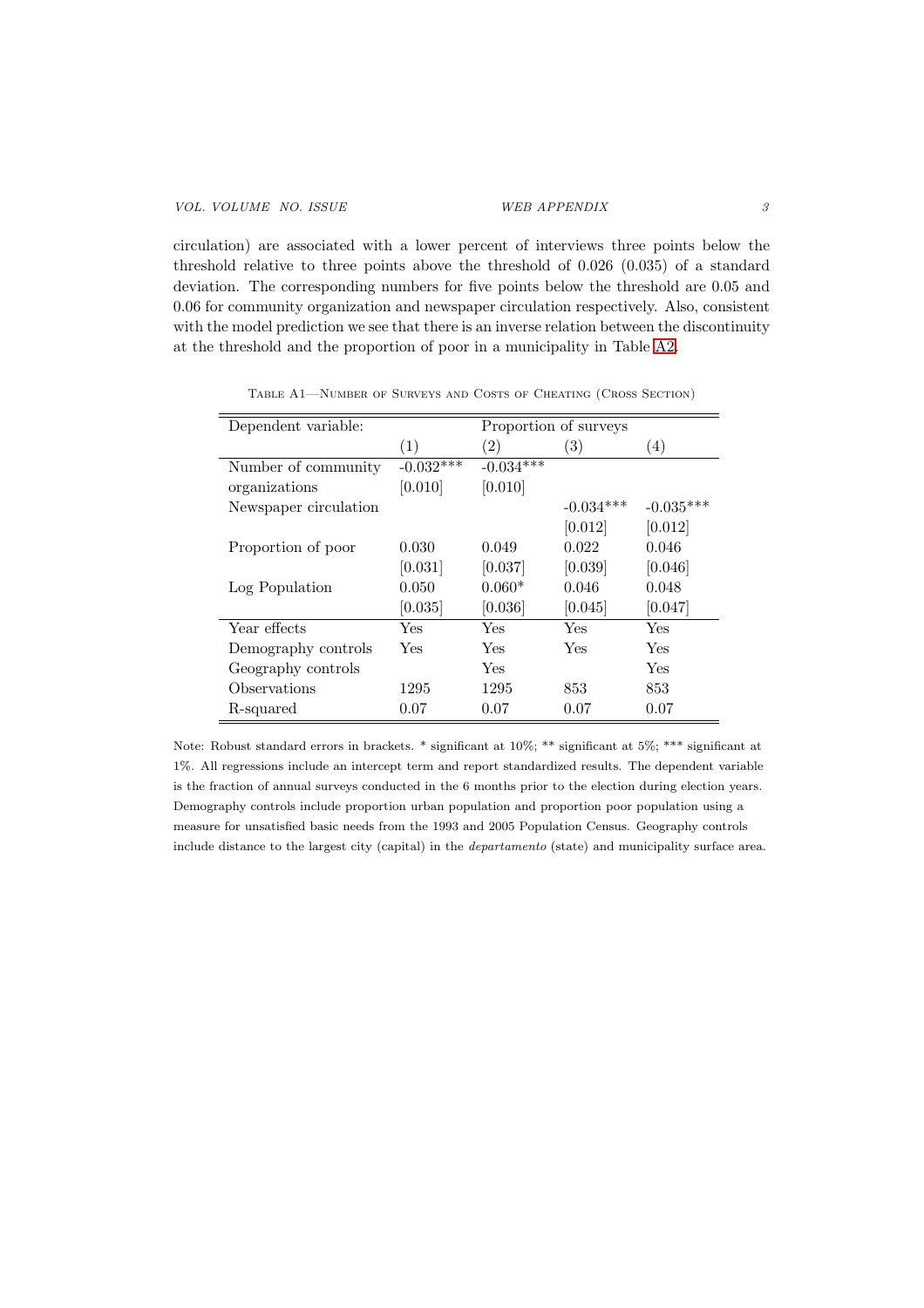circulation) are associated with a lower percent of interviews three points below the threshold relative to three points above the threshold of 0.026 (0.035) of a standard deviation. The corresponding numbers for five points below the threshold are 0.05 and 0.06 for community organization and newspaper circulation respectively. Also, consistent with the model prediction we see that there is an inverse relation between the discontinuity at the threshold and the proportion of poor in a municipality in Table A2.

Table A1—Number of Surveys and Costs of Cheating (Cross Section)

| Dependent variable: | Proportion of surveys | | | |
|---|---|---|---|---|
| | (1) | (2) | (3) | (4) |
| Number of community organizations | -0.032*** | -0.034*** | | |
| | [0.010] | [0.010] | | |
| Newspaper circulation | | | -0.034*** | -0.035*** |
| | | | [0.012] | [0.012] |
| Proportion of poor | 0.030 | 0.049 | 0.022 | 0.046 |
| | [0.031] | [0.037] | [0.039] | [0.046] |
| Log Population | 0.050 | 0.060* | 0.046 | 0.048 |
| | [0.035] | [0.036] | [0.045] | [0.047] |
| Year effects | Yes | Yes | Yes | Yes |
| Demography controls | Yes | Yes | Yes | Yes |
| Geography controls | | Yes | | Yes |
| Observations | 1295 | 1295 | 853 | 853 |
| R-squared | 0.07 | 0.07 | 0.07 | 0.07 |

Note: Robust standard errors in brackets. * significant at 10%; ** significant at 5%; *** significant at 1%. All regressions include an intercept term and report standardized results. The dependent variable is the fraction of annual surveys conducted in the 6 months prior to the election during election years. Demography controls include proportion urban population and proportion poor population using a measure for unsatisfied basic needs from the 1993 and 2005 Population Census. Geography controls include distance to the largest city (capital) in the *departamento* (state) and municipality surface area.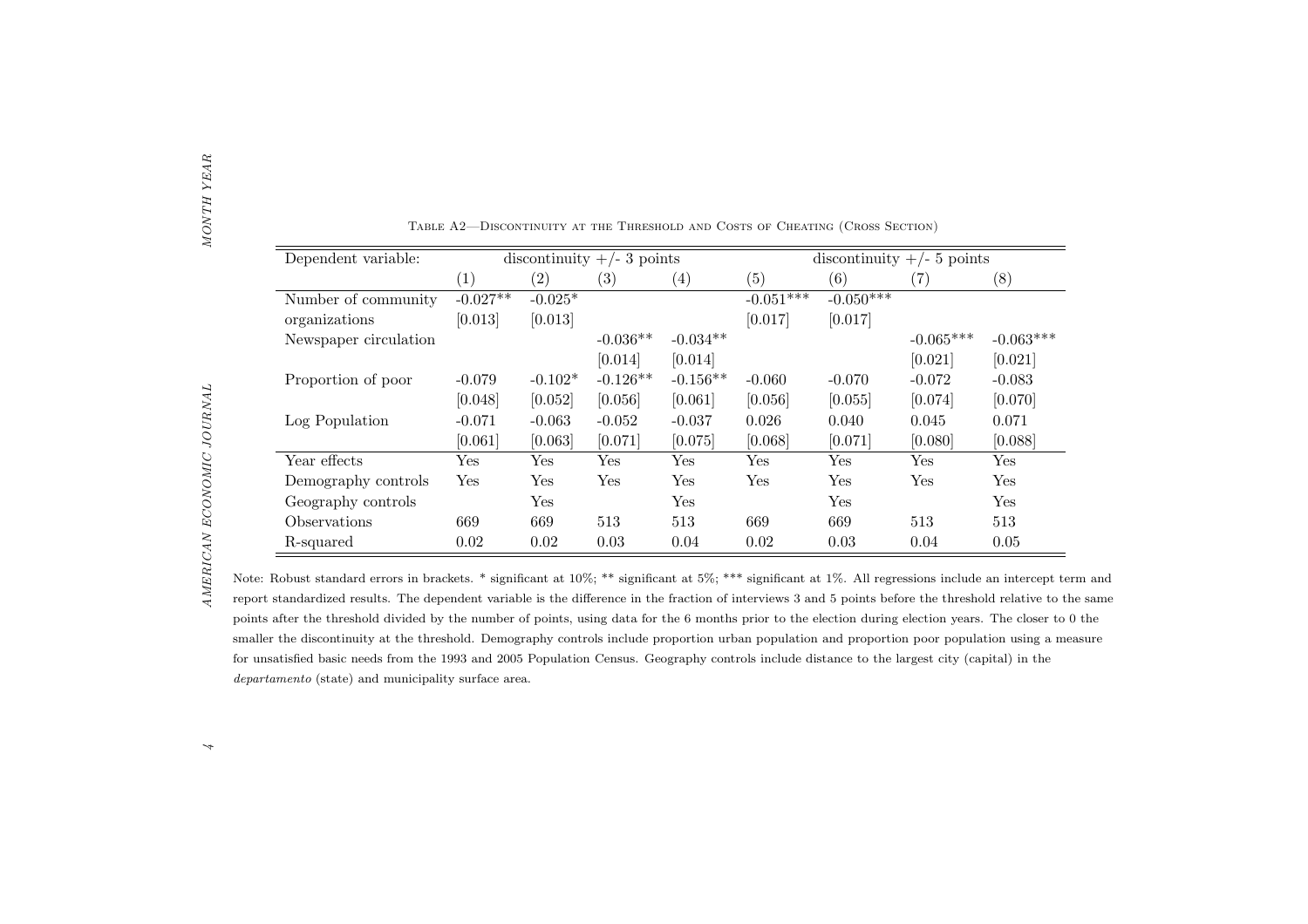Table A2—Discontinuity at the Threshold and Costs of Cheating (Cross Section)

| Dependent variable: | discontinuity +/- 3 points | | | | discontinuity +/- 5 points | | | |
|---|---|---|---|---|---|---|---|---|
| | (1) | (2) | (3) | (4) | (5) | (6) | (7) | (8) |
| Number of community | -0.027** | -0.025* | | | -0.051*** | -0.050*** | | |
| organizations | [0.013] | [0.013] | | | [0.017] | [0.017] | | |
| Newspaper circulation | | | -0.036** | -0.034** | | | -0.065*** | -0.063*** |
| | | | [0.014] | [0.014] | | | [0.021] | [0.021] |
| Proportion of poor | -0.079 | -0.102* | -0.126** | -0.156** | -0.060 | -0.070 | -0.072 | -0.083 |
| | [0.048] | [0.052] | [0.056] | [0.061] | [0.056] | [0.055] | [0.074] | [0.070] |
| Log Population | -0.071 | -0.063 | -0.052 | -0.037 | 0.026 | 0.040 | 0.045 | 0.071 |
| | [0.061] | [0.063] | [0.071] | [0.075] | [0.068] | [0.071] | [0.080] | [0.088] |
| Year effects | Yes | Yes | Yes | Yes | Yes | Yes | Yes | Yes |
| Demography controls | Yes | Yes | Yes | Yes | Yes | Yes | Yes | Yes |
| Geography controls | | Yes | | Yes | | Yes | | Yes |
| Observations | 669 | 669 | 513 | 513 | 669 | 669 | 513 | 513 |
| R-squared | 0.02 | 0.02 | 0.03 | 0.04 | 0.02 | 0.03 | 0.04 | 0.05 |

Note: Robust standard errors in brackets. * significant at 10%; ** significant at 5%; *** significant at 1%. All regressions include an intercept term and report standardized results. The dependent variable is the difference in the fraction of interviews 3 and 5 points before the threshold relative to the same points after the threshold divided by the number of points, using data for the 6 months prior to the election during election years. The closer to 0 the smaller the discontinuity at the threshold. Demography controls include proportion urban population and proportion poor population using a measure for unsatisfied basic needs from the 1993 and 2005 Population Census. Geography controls include distance to the largest city (capital) in the *departamento* (state) and municipality surface area.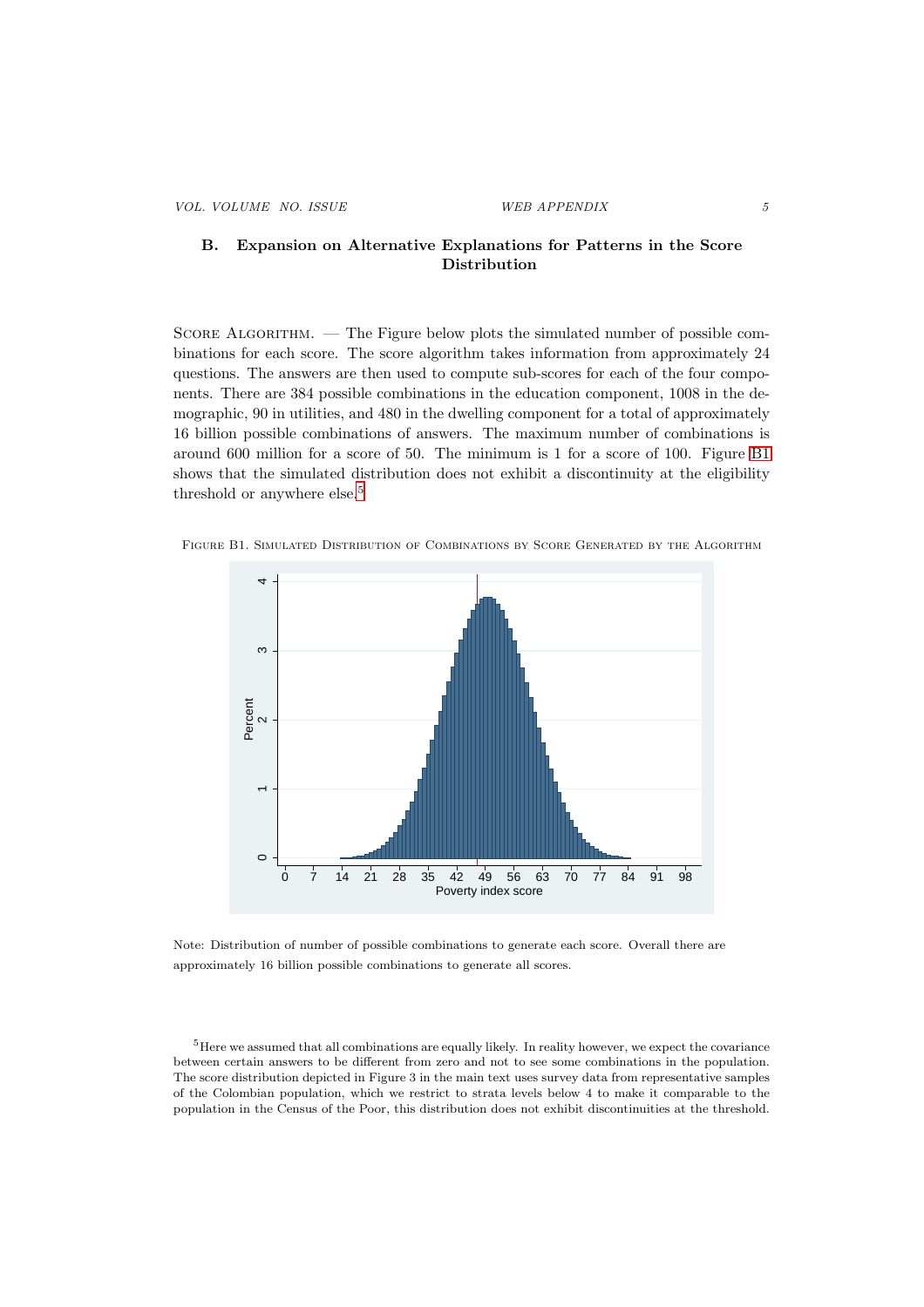## B. Expansion on Alternative Explanations for Patterns in the Score Distribution

Score Algorithm. — The Figure below plots the simulated number of possible combinations for each score. The score algorithm takes information from approximately 24 questions. The answers are then used to compute sub-scores for each of the four components. There are 384 possible combinations in the education component, 1008 in the demographic, 90 in utilities, and 480 in the dwelling component for a total of approximately 16 billion possible combinations of answers. The maximum number of combinations is around 600 million for a score of 50. The minimum is 1 for a score of 100. Figure B1 shows that the simulated distribution does not exhibit a discontinuity at the eligibility threshold or anywhere else.[5]

Figure B1. Simulated Distribution of Combinations by Score Generated by the Algorithm

Note: Distribution of number of possible combinations to generate each score. Overall there are approximately 16 billion possible combinations to generate all scores.

[5]Here we assumed that all combinations are equally likely. In reality however, we expect the covariance between certain answers to be different from zero and not to see some combinations in the population. The score distribution depicted in Figure 3 in the main text uses survey data from representative samples of the Colombian population, which we restrict to strata levels below 4 to make it comparable to the population in the Census of the Poor, this distribution does not exhibit discontinuities at the threshold.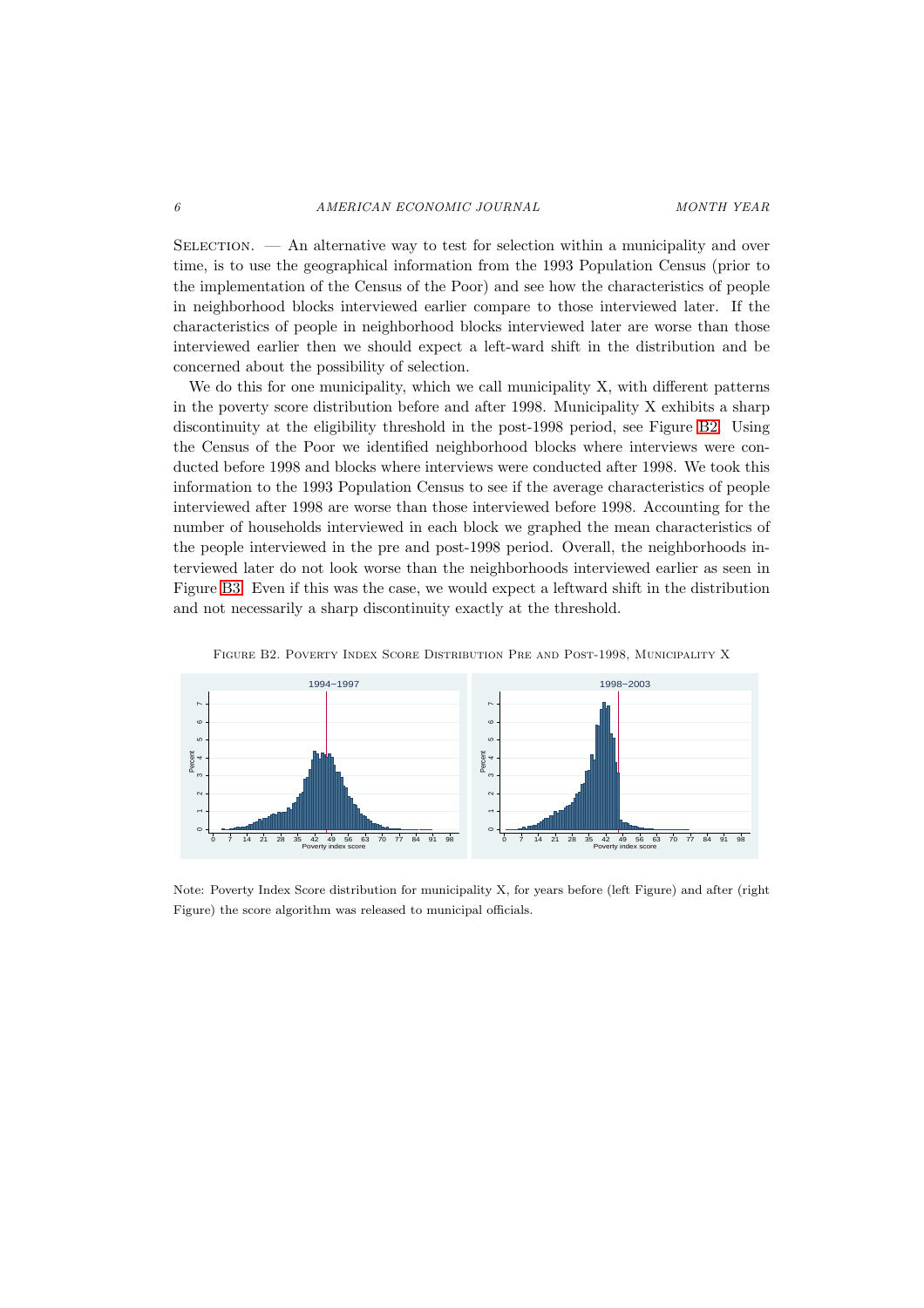Selection. — An alternative way to test for selection within a municipality and over time, is to use the geographical information from the 1993 Population Census (prior to the implementation of the Census of the Poor) and see how the characteristics of people in neighborhood blocks interviewed earlier compare to those interviewed later. If the characteristics of people in neighborhood blocks interviewed later are worse than those interviewed earlier then we should expect a left-ward shift in the distribution and be concerned about the possibility of selection.

We do this for one municipality, which we call municipality X, with different patterns in the poverty score distribution before and after 1998. Municipality X exhibits a sharp discontinuity at the eligibility threshold in the post-1998 period, see Figure B2. Using the Census of the Poor we identified neighborhood blocks where interviews were conducted before 1998 and blocks where interviews were conducted after 1998. We took this information to the 1993 Population Census to see if the average characteristics of people interviewed after 1998 are worse than those interviewed before 1998. Accounting for the number of households interviewed in each block we graphed the mean characteristics of the people interviewed in the pre and post-1998 period. Overall, the neighborhoods interviewed later do not look worse than the neighborhoods interviewed earlier as seen in Figure B3. Even if this was the case, we would expect a leftward shift in the distribution and not necessarily a sharp discontinuity exactly at the threshold.

Figure B2. Poverty Index Score Distribution Pre and Post-1998, Municipality X

Note: Poverty Index Score distribution for municipality X, for years before (left Figure) and after (right Figure) the score algorithm was released to municipal officials.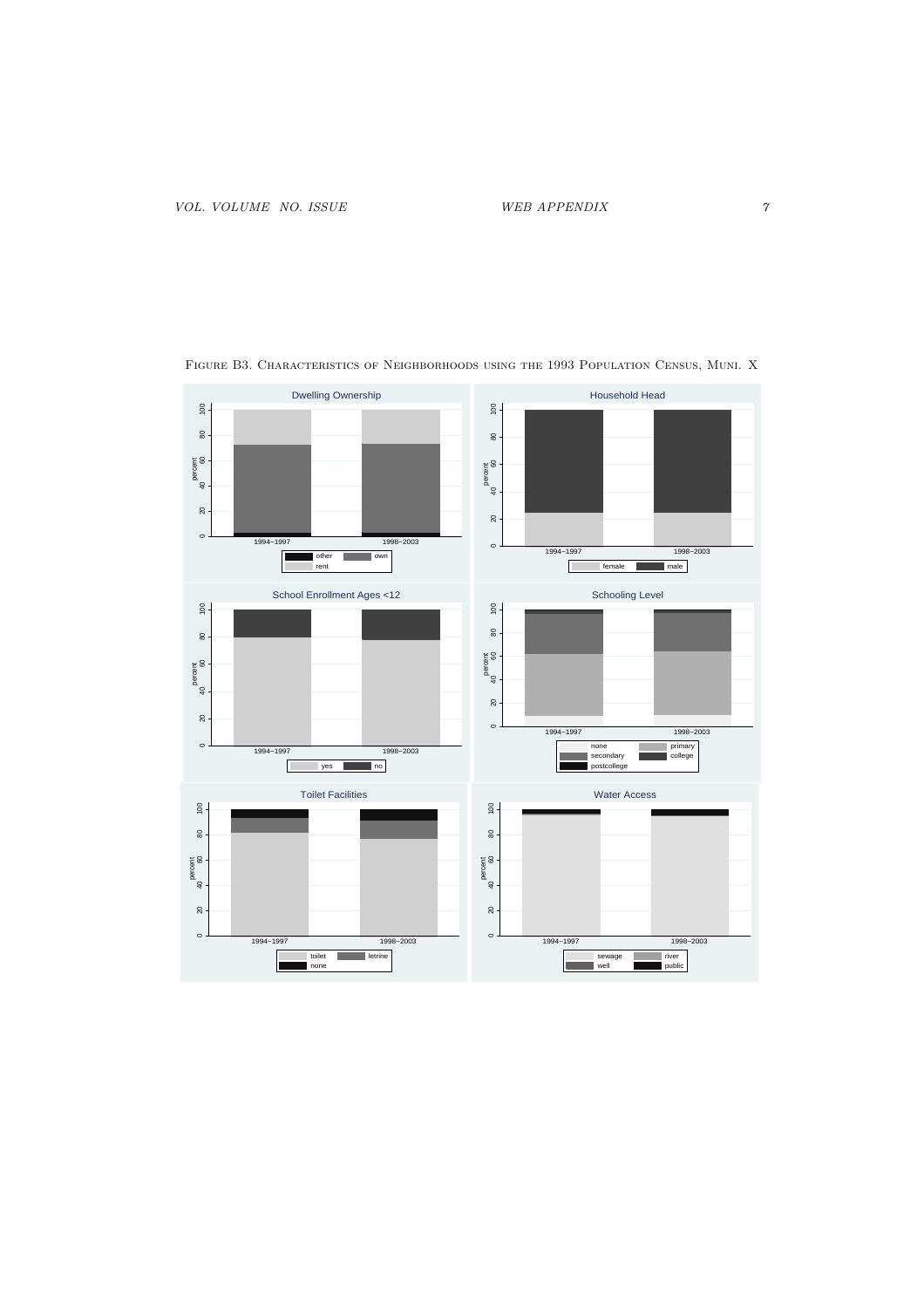Figure B3. Characteristics of Neighborhoods using the 1993 Population Census, Muni. X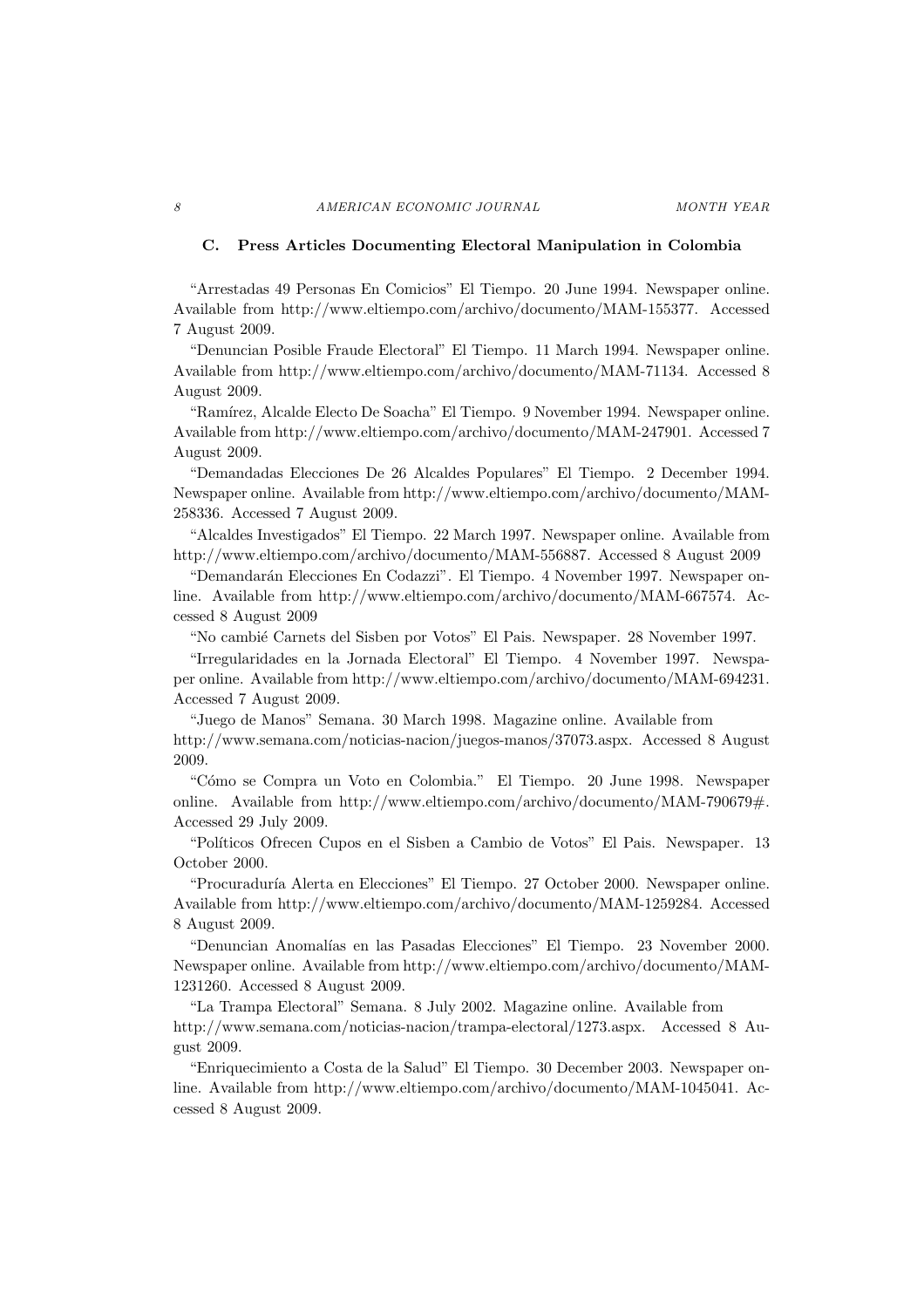### C. Press Articles Documenting Electoral Manipulation in Colombia

"Arrestadas 49 Personas En Comicios" El Tiempo. 20 June 1994. Newspaper online. Available from http://www.eltiempo.com/archivo/documento/MAM-155377. Accessed 7 August 2009.

"Denuncian Posible Fraude Electoral" El Tiempo. 11 March 1994. Newspaper online. Available from http://www.eltiempo.com/archivo/documento/MAM-71134. Accessed 8 August 2009.

"Ramírez, Alcalde Electo De Soacha" El Tiempo. 9 November 1994. Newspaper online. Available from http://www.eltiempo.com/archivo/documento/MAM-247901. Accessed 7 August 2009.

"Demandadas Elecciones De 26 Alcaldes Populares" El Tiempo. 2 December 1994. Newspaper online. Available from http://www.eltiempo.com/archivo/documento/MAM-258336. Accessed 7 August 2009.

"Alcaldes Investigados" El Tiempo. 22 March 1997. Newspaper online. Available from http://www.eltiempo.com/archivo/documento/MAM-556887. Accessed 8 August 2009

"Demandarán Elecciones En Codazzi". El Tiempo. 4 November 1997. Newspaper online. Available from http://www.eltiempo.com/archivo/documento/MAM-667574. Accessed 8 August 2009

"No cambié Carnets del Sisben por Votos" El Pais. Newspaper. 28 November 1997.

"Irregularidades en la Jornada Electoral" El Tiempo. 4 November 1997. Newspaper online. Available from http://www.eltiempo.com/archivo/documento/MAM-694231. Accessed 7 August 2009.

"Juego de Manos" Semana. 30 March 1998. Magazine online. Available from http://www.semana.com/noticias-nacion/juegos-manos/37073.aspx. Accessed 8 August 2009.

"Cómo se Compra un Voto en Colombia." El Tiempo. 20 June 1998. Newspaper online. Available from http://www.eltiempo.com/archivo/documento/MAM-790679#. Accessed 29 July 2009.

"Políticos Ofrecen Cupos en el Sisben a Cambio de Votos" El Pais. Newspaper. 13 October 2000.

"Procuraduría Alerta en Elecciones" El Tiempo. 27 October 2000. Newspaper online. Available from http://www.eltiempo.com/archivo/documento/MAM-1259284. Accessed 8 August 2009.

"Denuncian Anomalías en las Pasadas Elecciones" El Tiempo. 23 November 2000. Newspaper online. Available from http://www.eltiempo.com/archivo/documento/MAM-1231260. Accessed 8 August 2009.

"La Trampa Electoral" Semana. 8 July 2002. Magazine online. Available from http://www.semana.com/noticias-nacion/trampa-electoral/1273.aspx. Accessed 8 August 2009.

"Enriquecimiento a Costa de la Salud" El Tiempo. 30 December 2003. Newspaper online. Available from http://www.eltiempo.com/archivo/documento/MAM-1045041. Accessed 8 August 2009.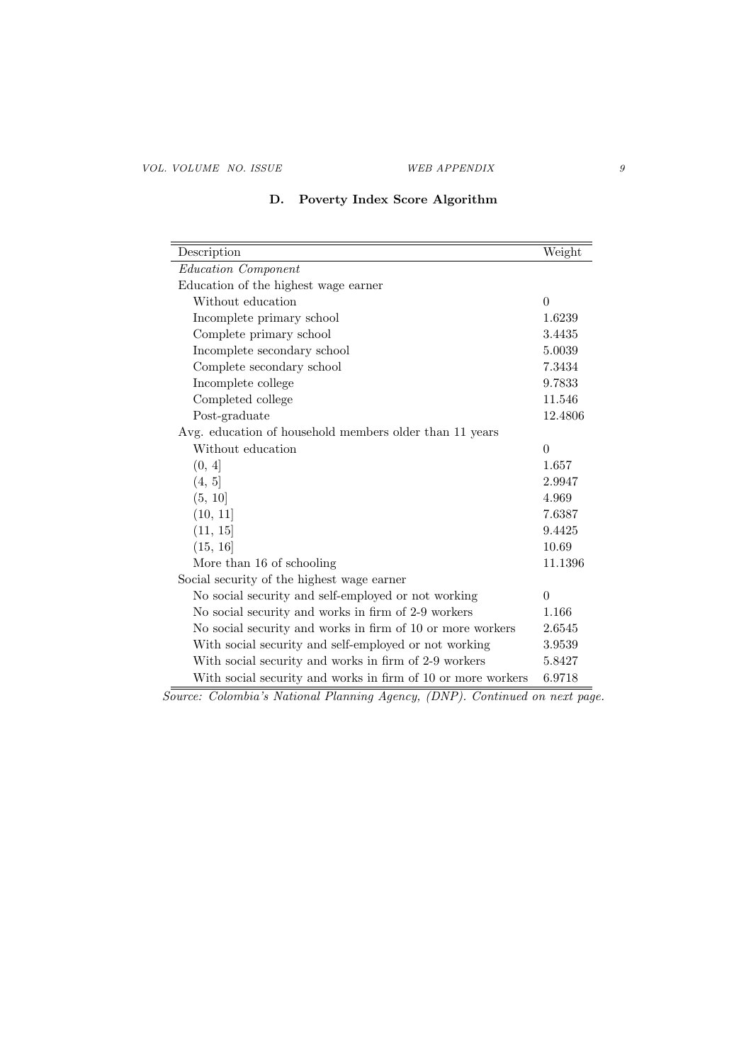## D. Poverty Index Score Algorithm

| Description | Weight |
|---|---|
| *Education Component* | |
| Education of the highest wage earner | |
| Without education | 0 |
| Incomplete primary school | 1.6239 |
| Complete primary school | 3.4435 |
| Incomplete secondary school | 5.0039 |
| Complete secondary school | 7.3434 |
| Incomplete college | 9.7833 |
| Completed college | 11.546 |
| Post-graduate | 12.4806 |
| Avg. education of household members older than 11 years | |
| Without education | 0 |
| (0, 4] | 1.657 |
| (4, 5] | 2.9947 |
| (5, 10] | 4.969 |
| (10, 11] | 7.6387 |
| (11, 15] | 9.4425 |
| (15, 16] | 10.69 |
| More than 16 of schooling | 11.1396 |
| Social security of the highest wage earner | |
| No social security and self-employed or not working | 0 |
| No social security and works in firm of 2-9 workers | 1.166 |
| No social security and works in firm of 10 or more workers | 2.6545 |
| With social security and self-employed or not working | 3.9539 |
| With social security and works in firm of 2-9 workers | 5.8427 |
| With social security and works in firm of 10 or more workers | 6.9718 |

*Source: Colombia's National Planning Agency, (DNP). Continued on next page.*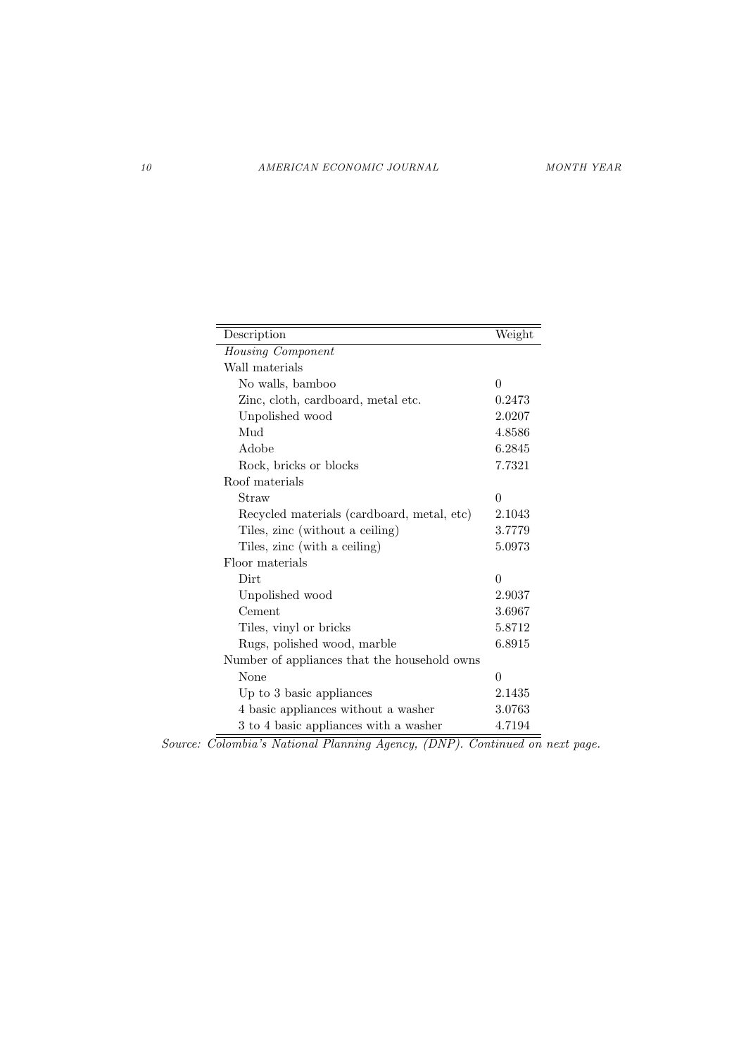| Description | Weight |
|---|---|
| *Housing Component* | |
| Wall materials | |
| No walls, bamboo | 0 |
| Zinc, cloth, cardboard, metal etc. | 0.2473 |
| Unpolished wood | 2.0207 |
| Mud | 4.8586 |
| Adobe | 6.2845 |
| Rock, bricks or blocks | 7.7321 |
| Roof materials | |
| Straw | 0 |
| Recycled materials (cardboard, metal, etc) | 2.1043 |
| Tiles, zinc (without a ceiling) | 3.7779 |
| Tiles, zinc (with a ceiling) | 5.0973 |
| Floor materials | |
| Dirt | 0 |
| Unpolished wood | 2.9037 |
| Cement | 3.6967 |
| Tiles, vinyl or bricks | 5.8712 |
| Rugs, polished wood, marble | 6.8915 |
| Number of appliances that the household owns | |
| None | 0 |
| Up to 3 basic appliances | 2.1435 |
| 4 basic appliances without a washer | 3.0763 |
| 3 to 4 basic appliances with a washer | 4.7194 |

*Source: Colombia's National Planning Agency, (DNP). Continued on next page.*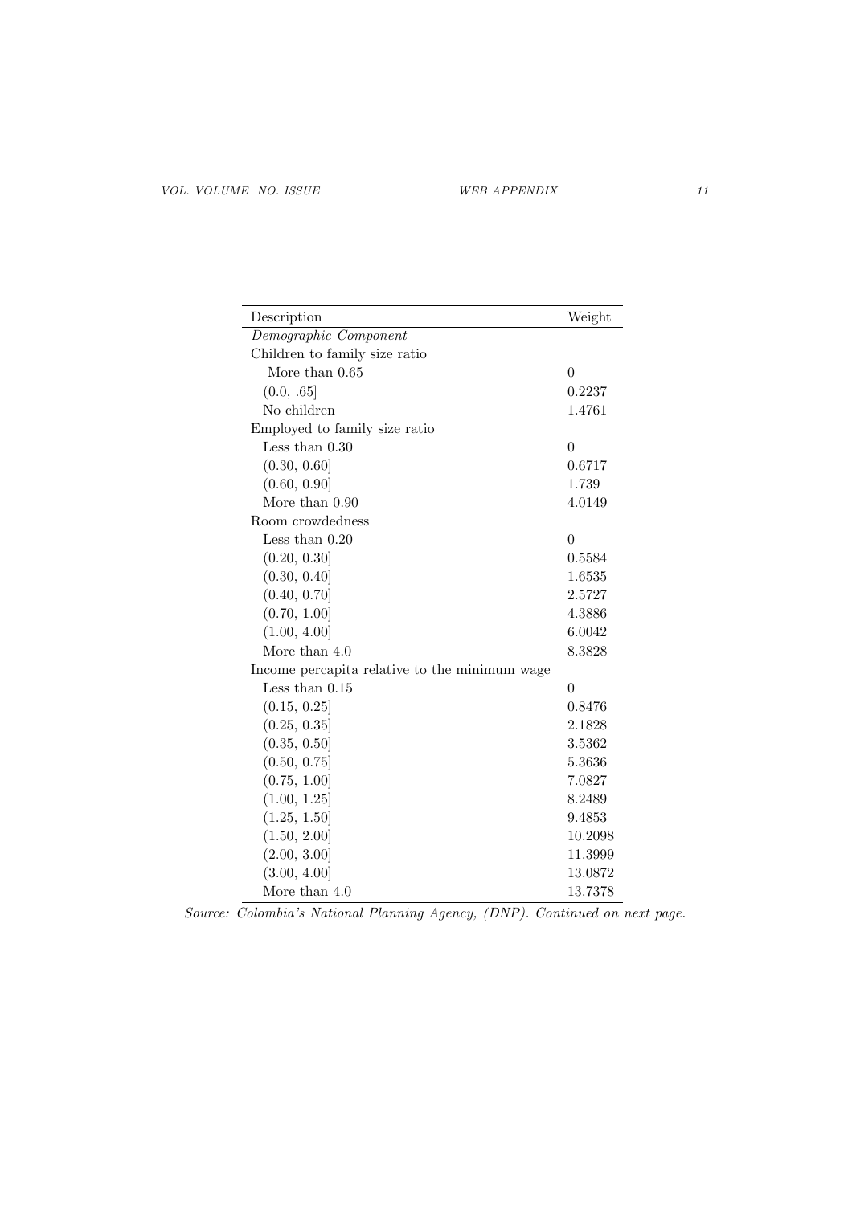| Description | Weight |
|---|---|
| *Demographic Component* | |
| Children to family size ratio | |
| More than 0.65 | 0 |
| (0.0, .65] | 0.2237 |
| No children | 1.4761 |
| Employed to family size ratio | |
| Less than 0.30 | 0 |
| (0.30, 0.60] | 0.6717 |
| (0.60, 0.90] | 1.739 |
| More than 0.90 | 4.0149 |
| Room crowdedness | |
| Less than 0.20 | 0 |
| (0.20, 0.30] | 0.5584 |
| (0.30, 0.40] | 1.6535 |
| (0.40, 0.70] | 2.5727 |
| (0.70, 1.00] | 4.3886 |
| (1.00, 4.00] | 6.0042 |
| More than 4.0 | 8.3828 |
| Income percapita relative to the minimum wage | |
| Less than 0.15 | 0 |
| (0.15, 0.25] | 0.8476 |
| (0.25, 0.35] | 2.1828 |
| (0.35, 0.50] | 3.5362 |
| (0.50, 0.75] | 5.3636 |
| (0.75, 1.00] | 7.0827 |
| (1.00, 1.25] | 8.2489 |
| (1.25, 1.50] | 9.4853 |
| (1.50, 2.00] | 10.2098 |
| (2.00, 3.00] | 11.3999 |
| (3.00, 4.00] | 13.0872 |
| More than 4.0 | 13.7378 |

*Source: Colombia's National Planning Agency, (DNP). Continued on next page.*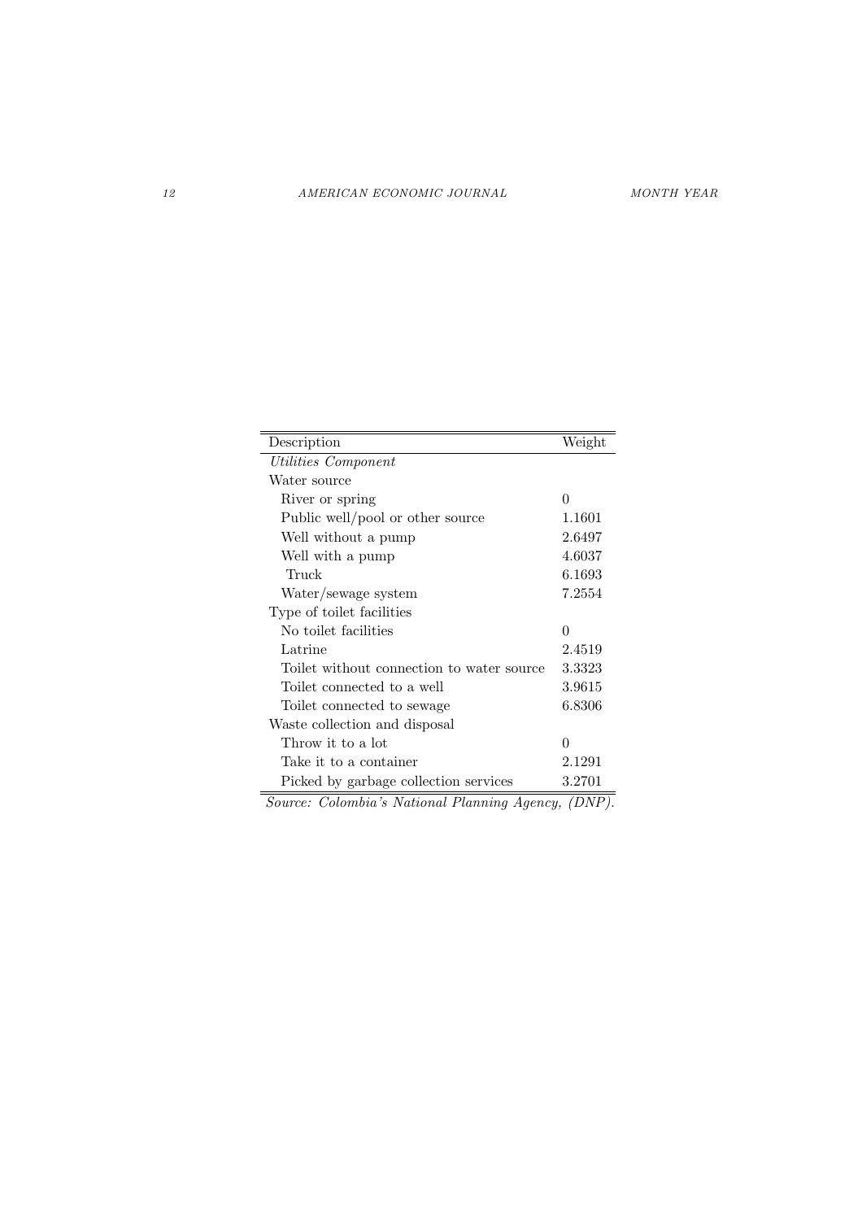| Description | Weight |
|---|---|
| *Utilities Component* | |
| Water source | |
| River or spring | 0 |
| Public well/pool or other source | 1.1601 |
| Well without a pump | 2.6497 |
| Well with a pump | 4.6037 |
| Truck | 6.1693 |
| Water/sewage system | 7.2554 |
| Type of toilet facilities | |
| No toilet facilities | 0 |
| Latrine | 2.4519 |
| Toilet without connection to water source | 3.3323 |
| Toilet connected to a well | 3.9615 |
| Toilet connected to sewage | 6.8306 |
| Waste collection and disposal | |
| Throw it to a lot | 0 |
| Take it to a container | 2.1291 |
| Picked by garbage collection services | 3.2701 |

*Source: Colombia's National Planning Agency, (DNP).*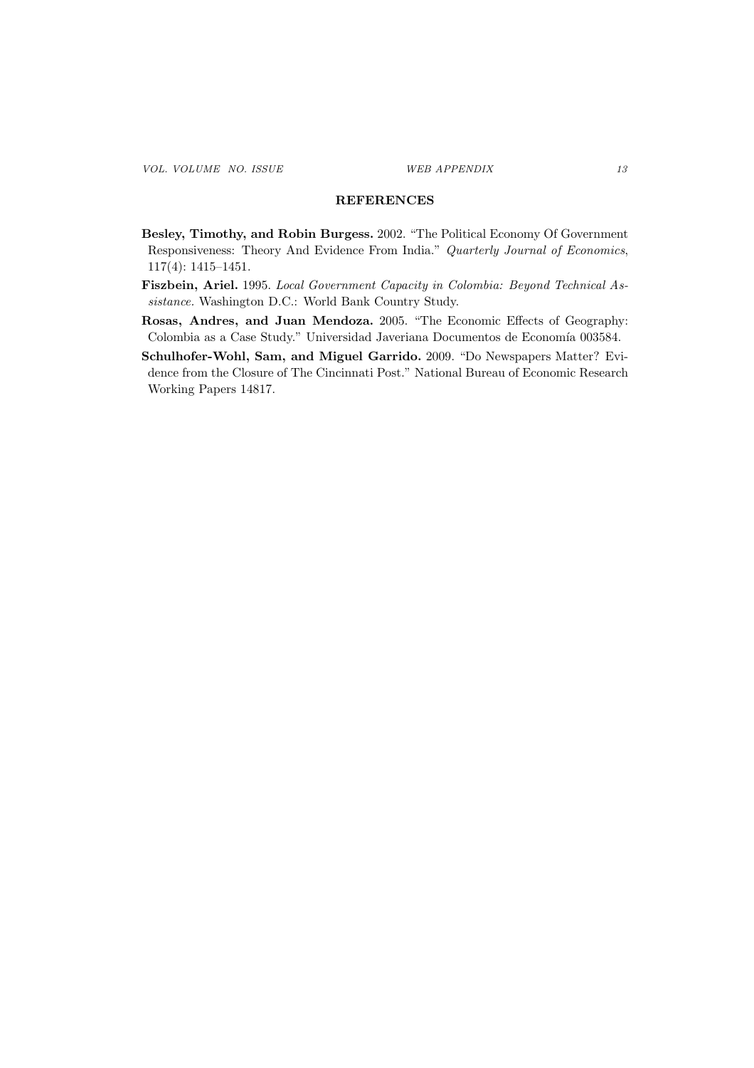## REFERENCES

**Besley, Timothy, and Robin Burgess.** 2002. "The Political Economy Of Government Responsiveness: Theory And Evidence From India." *Quarterly Journal of Economics*, 117(4): 1415–1451.

**Fiszbein, Ariel.** 1995. *Local Government Capacity in Colombia: Beyond Technical Assistance.* Washington D.C.: World Bank Country Study.

**Rosas, Andres, and Juan Mendoza.** 2005. "The Economic Effects of Geography: Colombia as a Case Study." Universidad Javeriana Documentos de Economía 003584.

**Schulhofer-Wohl, Sam, and Miguel Garrido.** 2009. "Do Newspapers Matter? Evidence from the Closure of The Cincinnati Post." National Bureau of Economic Research Working Papers 14817.